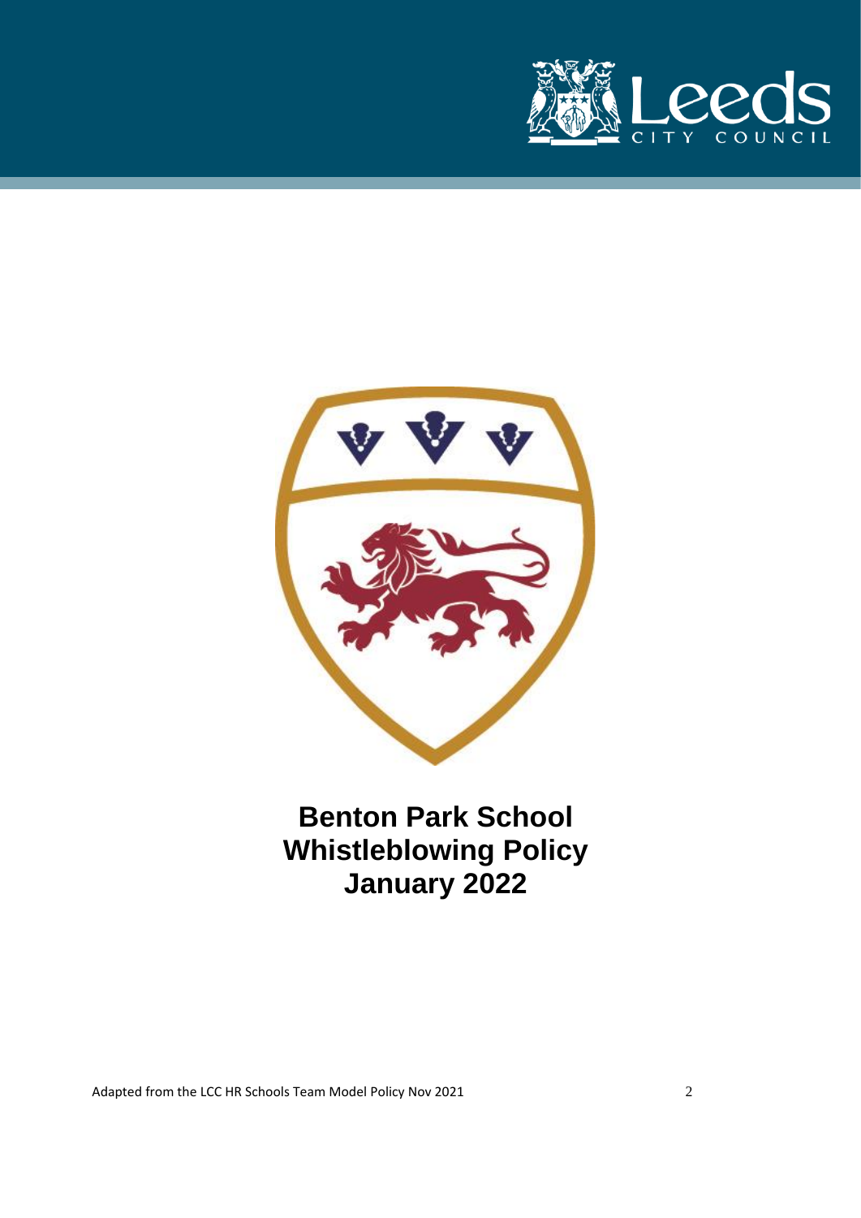# Benton Park School Whistleblowing Policy January 2022

Adapted from the LCC HR Schools Team Model Policy Nov 2021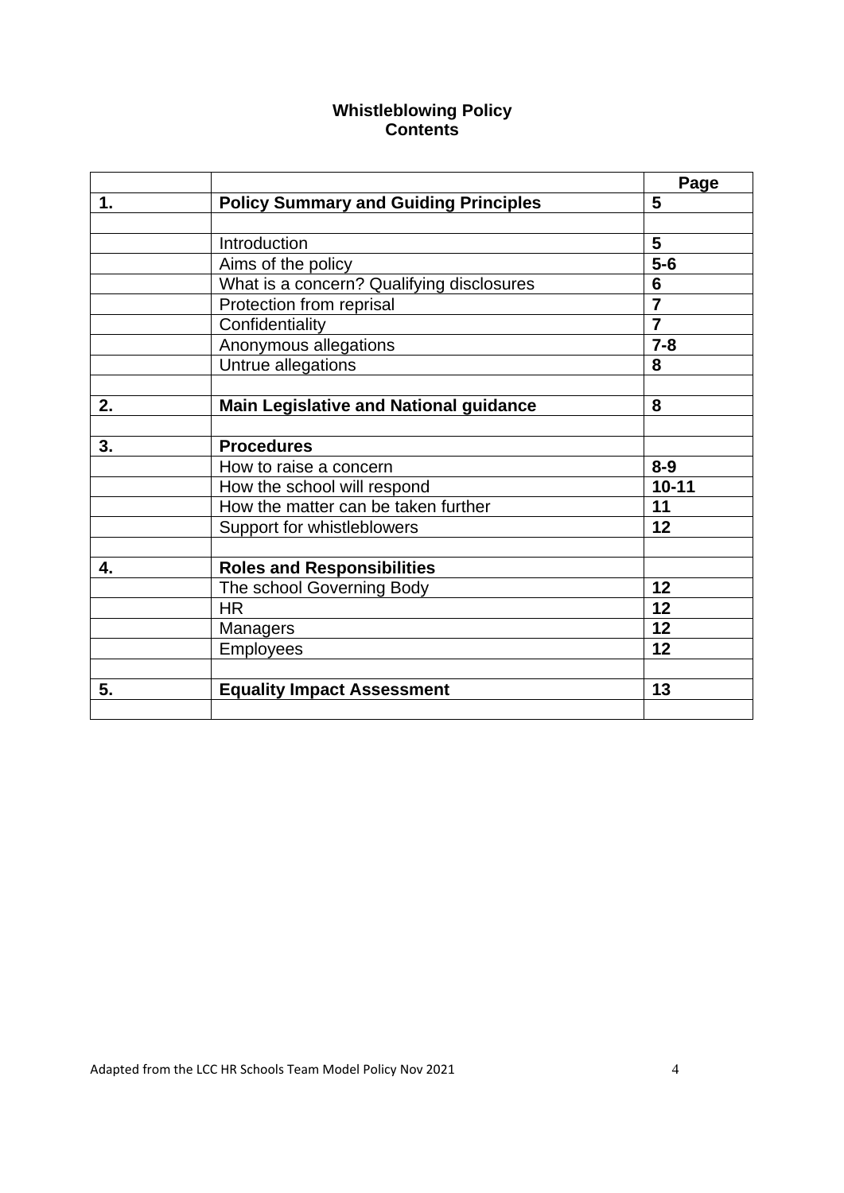**Whistleblowing Policy**
**Contents**

| | | **Page** |
|---|---|---|
| **1.** | **Policy Summary and Guiding Principles** | **5** |
| | | |
| | Introduction | **5** |
| | Aims of the policy | **5-6** |
| | What is a concern? Qualifying disclosures | **6** |
| | Protection from reprisal | **7** |
| | Confidentiality | **7** |
| | Anonymous allegations | **7-8** |
| | Untrue allegations | **8** |
| | | |
| **2.** | **Main Legislative and National guidance** | **8** |
| | | |
| **3.** | **Procedures** | |
| | How to raise a concern | **8-9** |
| | How the school will respond | **10-11** |
| | How the matter can be taken further | **11** |
| | Support for whistleblowers | **12** |
| | | |
| **4.** | **Roles and Responsibilities** | |
| | The school Governing Body | **12** |
| | HR | **12** |
| | Managers | **12** |
| | Employees | **12** |
| | | |
| **5.** | **Equality Impact Assessment** | **13** |
| | | |

Adapted from the LCC HR Schools Team Model Policy Nov 2021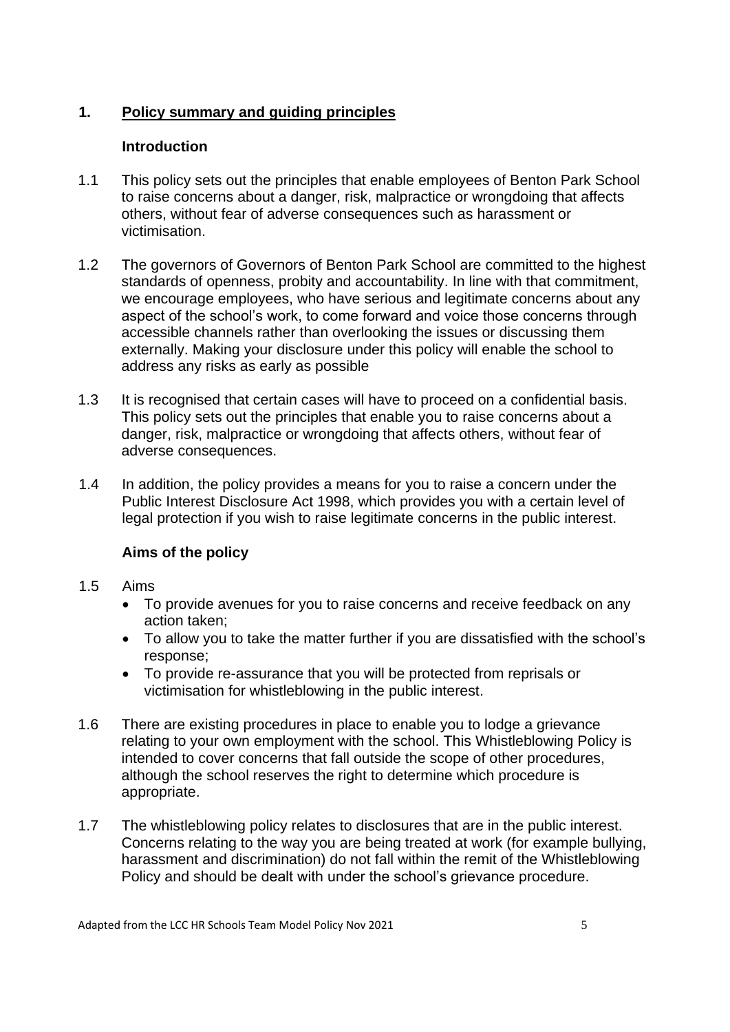## 1. Policy summary and guiding principles

### Introduction

1.1 This policy sets out the principles that enable employees of Benton Park School to raise concerns about a danger, risk, malpractice or wrongdoing that affects others, without fear of adverse consequences such as harassment or victimisation.

1.2 The governors of Governors of Benton Park School are committed to the highest standards of openness, probity and accountability. In line with that commitment, we encourage employees, who have serious and legitimate concerns about any aspect of the school's work, to come forward and voice those concerns through accessible channels rather than overlooking the issues or discussing them externally. Making your disclosure under this policy will enable the school to address any risks as early as possible

1.3 It is recognised that certain cases will have to proceed on a confidential basis. This policy sets out the principles that enable you to raise concerns about a danger, risk, malpractice or wrongdoing that affects others, without fear of adverse consequences.

1.4 In addition, the policy provides a means for you to raise a concern under the Public Interest Disclosure Act 1998, which provides you with a certain level of legal protection if you wish to raise legitimate concerns in the public interest.

### Aims of the policy

1.5 Aims

- To provide avenues for you to raise concerns and receive feedback on any action taken;
- To allow you to take the matter further if you are dissatisfied with the school's response;
- To provide re-assurance that you will be protected from reprisals or victimisation for whistleblowing in the public interest.

1.6 There are existing procedures in place to enable you to lodge a grievance relating to your own employment with the school. This Whistleblowing Policy is intended to cover concerns that fall outside the scope of other procedures, although the school reserves the right to determine which procedure is appropriate.

1.7 The whistleblowing policy relates to disclosures that are in the public interest. Concerns relating to the way you are being treated at work (for example bullying, harassment and discrimination) do not fall within the remit of the Whistleblowing Policy and should be dealt with under the school's grievance procedure.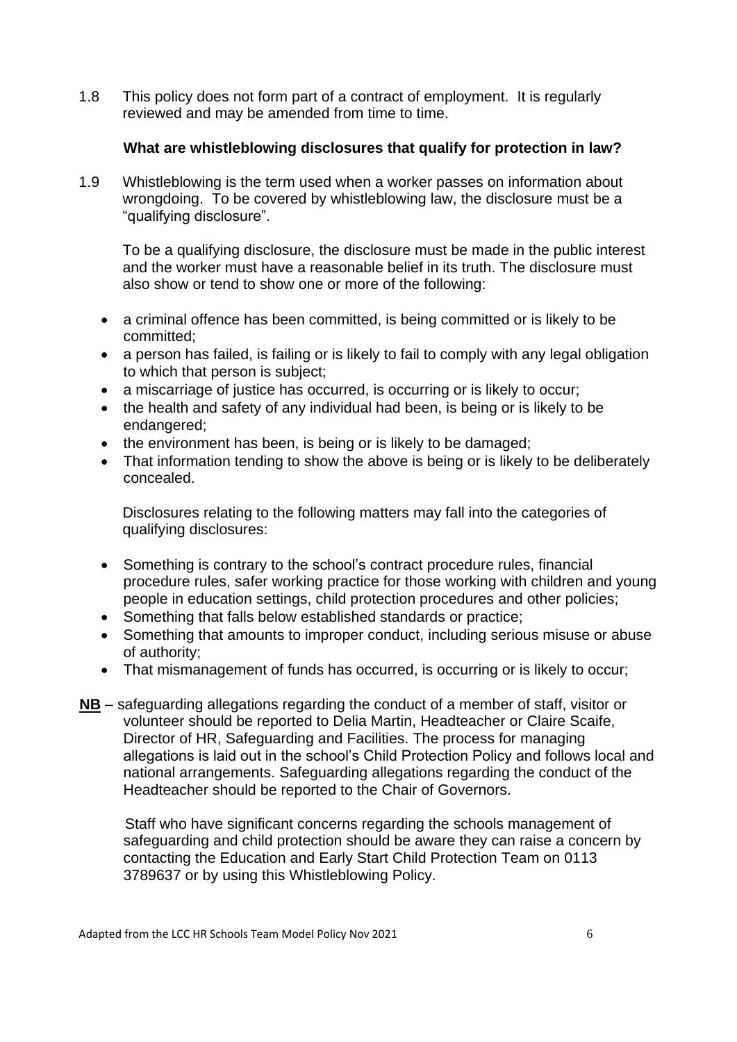1.8 This policy does not form part of a contract of employment. It is regularly reviewed and may be amended from time to time.

**What are whistleblowing disclosures that qualify for protection in law?**

1.9 Whistleblowing is the term used when a worker passes on information about wrongdoing. To be covered by whistleblowing law, the disclosure must be a "qualifying disclosure".

To be a qualifying disclosure, the disclosure must be made in the public interest and the worker must have a reasonable belief in its truth. The disclosure must also show or tend to show one or more of the following:

- a criminal offence has been committed, is being committed or is likely to be committed;
- a person has failed, is failing or is likely to fail to comply with any legal obligation to which that person is subject;
- a miscarriage of justice has occurred, is occurring or is likely to occur;
- the health and safety of any individual had been, is being or is likely to be endangered;
- the environment has been, is being or is likely to be damaged;
- That information tending to show the above is being or is likely to be deliberately concealed.

Disclosures relating to the following matters may fall into the categories of qualifying disclosures:

- Something is contrary to the school's contract procedure rules, financial procedure rules, safer working practice for those working with children and young people in education settings, child protection procedures and other policies;
- Something that falls below established standards or practice;
- Something that amounts to improper conduct, including serious misuse or abuse of authority;
- That mismanagement of funds has occurred, is occurring or is likely to occur;

**NB** – safeguarding allegations regarding the conduct of a member of staff, visitor or volunteer should be reported to Delia Martin, Headteacher or Claire Scaife, Director of HR, Safeguarding and Facilities. The process for managing allegations is laid out in the school's Child Protection Policy and follows local and national arrangements. Safeguarding allegations regarding the conduct of the Headteacher should be reported to the Chair of Governors.

Staff who have significant concerns regarding the schools management of safeguarding and child protection should be aware they can raise a concern by contacting the Education and Early Start Child Protection Team on 0113 3789637 or by using this Whistleblowing Policy.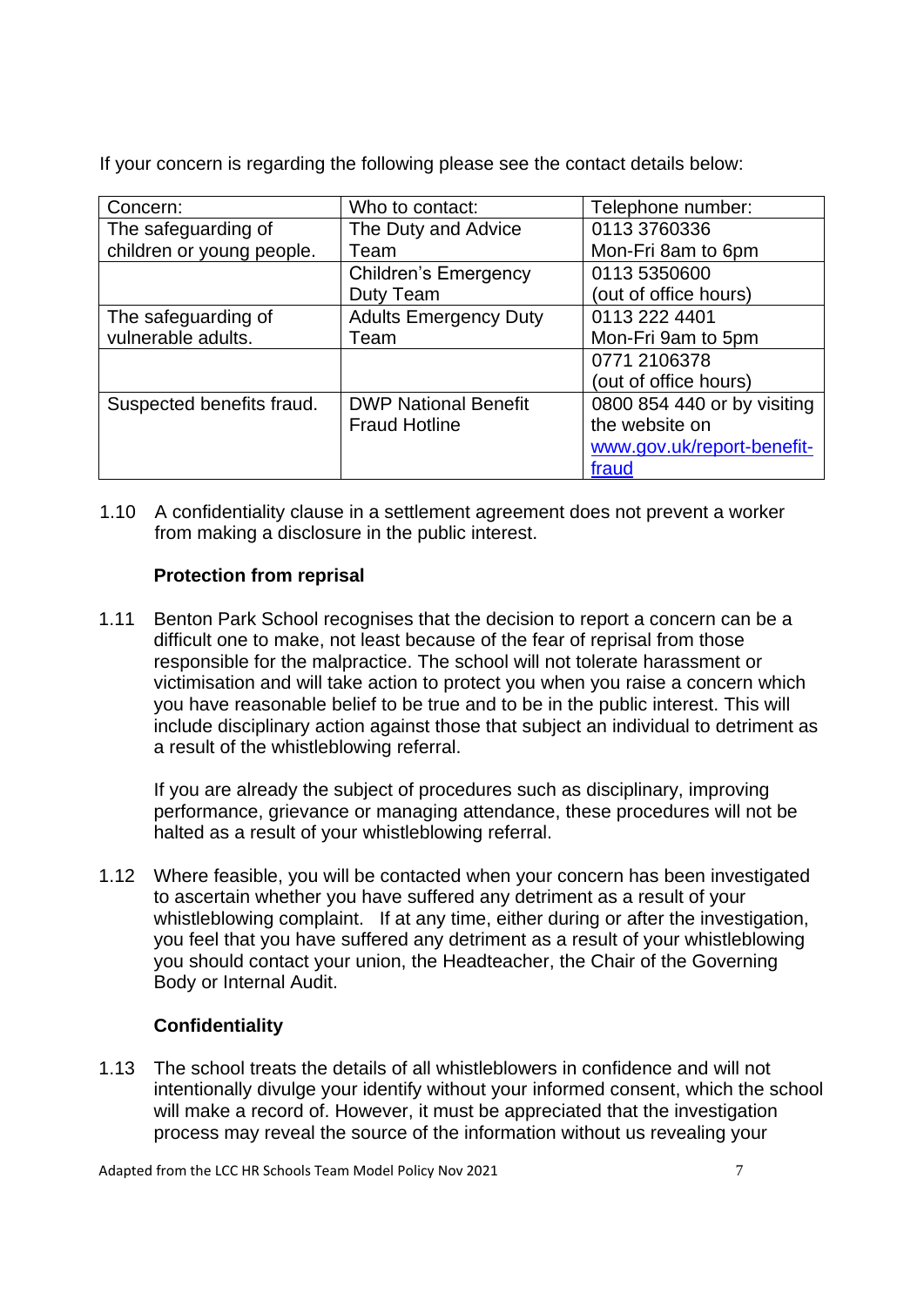If your concern is regarding the following please see the contact details below:

| Concern: | Who to contact: | Telephone number: |
| --- | --- | --- |
| The safeguarding of children or young people. | The Duty and Advice Team | 0113 3760336 Mon-Fri 8am to 6pm |
| | Children's Emergency Duty Team | 0113 5350600 (out of office hours) |
| The safeguarding of vulnerable adults. | Adults Emergency Duty Team | 0113 222 4401 Mon-Fri 9am to 5pm |
| | | 0771 2106378 (out of office hours) |
| Suspected benefits fraud. | DWP National Benefit Fraud Hotline | 0800 854 440 or by visiting the website on www.gov.uk/report-benefit-fraud |

1.10 A confidentiality clause in a settlement agreement does not prevent a worker from making a disclosure in the public interest.

**Protection from reprisal**

1.11 Benton Park School recognises that the decision to report a concern can be a difficult one to make, not least because of the fear of reprisal from those responsible for the malpractice. The school will not tolerate harassment or victimisation and will take action to protect you when you raise a concern which you have reasonable belief to be true and to be in the public interest. This will include disciplinary action against those that subject an individual to detriment as a result of the whistleblowing referral.

If you are already the subject of procedures such as disciplinary, improving performance, grievance or managing attendance, these procedures will not be halted as a result of your whistleblowing referral.

1.12 Where feasible, you will be contacted when your concern has been investigated to ascertain whether you have suffered any detriment as a result of your whistleblowing complaint. If at any time, either during or after the investigation, you feel that you have suffered any detriment as a result of your whistleblowing you should contact your union, the Headteacher, the Chair of the Governing Body or Internal Audit.

**Confidentiality**

1.13 The school treats the details of all whistleblowers in confidence and will not intentionally divulge your identify without your informed consent, which the school will make a record of. However, it must be appreciated that the investigation process may reveal the source of the information without us revealing your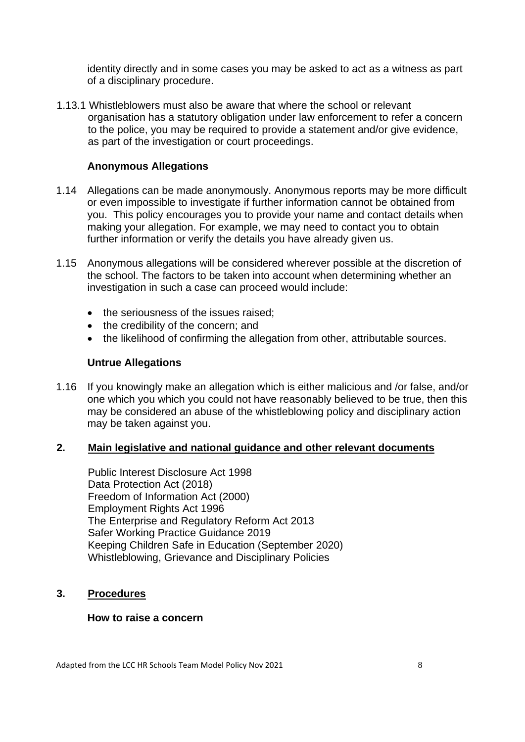identity directly and in some cases you may be asked to act as a witness as part of a disciplinary procedure.

1.13.1 Whistleblowers must also be aware that where the school or relevant organisation has a statutory obligation under law enforcement to refer a concern to the police, you may be required to provide a statement and/or give evidence, as part of the investigation or court proceedings.

**Anonymous Allegations**

1.14 Allegations can be made anonymously. Anonymous reports may be more difficult or even impossible to investigate if further information cannot be obtained from you. This policy encourages you to provide your name and contact details when making your allegation. For example, we may need to contact you to obtain further information or verify the details you have already given us.

1.15 Anonymous allegations will be considered wherever possible at the discretion of the school. The factors to be taken into account when determining whether an investigation in such a case can proceed would include:

- the seriousness of the issues raised;
- the credibility of the concern; and
- the likelihood of confirming the allegation from other, attributable sources.

**Untrue Allegations**

1.16 If you knowingly make an allegation which is either malicious and /or false, and/or one which you which you could not have reasonably believed to be true, then this may be considered an abuse of the whistleblowing policy and disciplinary action may be taken against you.

## 2. Main legislative and national guidance and other relevant documents

Public Interest Disclosure Act 1998
Data Protection Act (2018)
Freedom of Information Act (2000)
Employment Rights Act 1996
The Enterprise and Regulatory Reform Act 2013
Safer Working Practice Guidance 2019
Keeping Children Safe in Education (September 2020)
Whistleblowing, Grievance and Disciplinary Policies

## 3. Procedures

**How to raise a concern**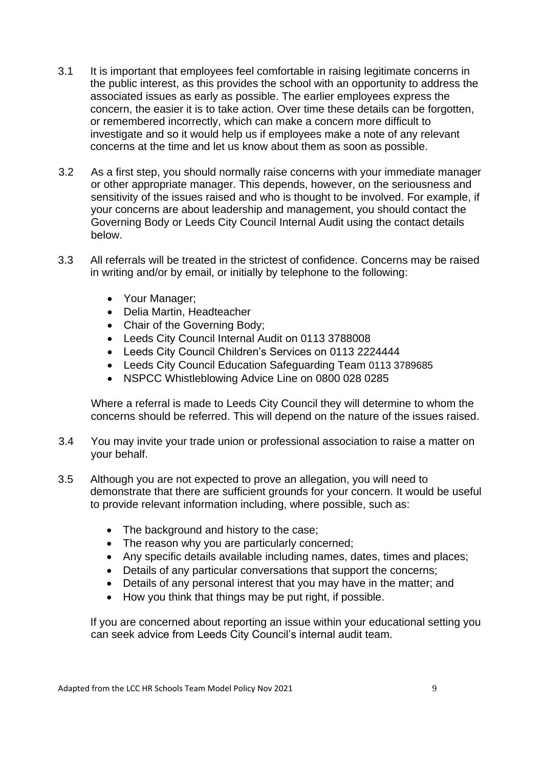3.1 It is important that employees feel comfortable in raising legitimate concerns in the public interest, as this provides the school with an opportunity to address the associated issues as early as possible. The earlier employees express the concern, the easier it is to take action. Over time these details can be forgotten, or remembered incorrectly, which can make a concern more difficult to investigate and so it would help us if employees make a note of any relevant concerns at the time and let us know about them as soon as possible.

3.2 As a first step, you should normally raise concerns with your immediate manager or other appropriate manager. This depends, however, on the seriousness and sensitivity of the issues raised and who is thought to be involved. For example, if your concerns are about leadership and management, you should contact the Governing Body or Leeds City Council Internal Audit using the contact details below.

3.3 All referrals will be treated in the strictest of confidence. Concerns may be raised in writing and/or by email, or initially by telephone to the following:

- Your Manager;
- Delia Martin, Headteacher
- Chair of the Governing Body;
- Leeds City Council Internal Audit on 0113 3788008
- Leeds City Council Children's Services on 0113 2224444
- Leeds City Council Education Safeguarding Team 0113 3789685
- NSPCC Whistleblowing Advice Line on 0800 028 0285

Where a referral is made to Leeds City Council they will determine to whom the concerns should be referred. This will depend on the nature of the issues raised.

3.4 You may invite your trade union or professional association to raise a matter on your behalf.

3.5 Although you are not expected to prove an allegation, you will need to demonstrate that there are sufficient grounds for your concern. It would be useful to provide relevant information including, where possible, such as:

- The background and history to the case;
- The reason why you are particularly concerned;
- Any specific details available including names, dates, times and places;
- Details of any particular conversations that support the concerns;
- Details of any personal interest that you may have in the matter; and
- How you think that things may be put right, if possible.

If you are concerned about reporting an issue within your educational setting you can seek advice from Leeds City Council's internal audit team.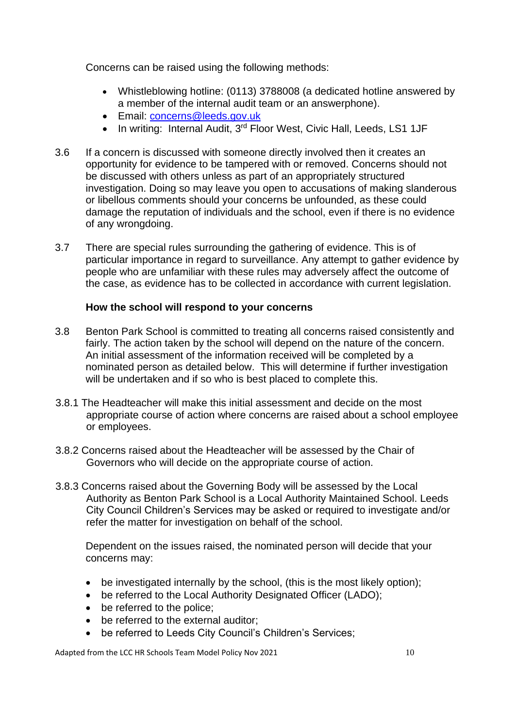Concerns can be raised using the following methods:

- Whistleblowing hotline: (0113) 3788008 (a dedicated hotline answered by a member of the internal audit team or an answerphone).
- Email: [concerns@leeds.gov.uk](mailto:concerns@leeds.gov.uk)
- In writing: Internal Audit, 3rd Floor West, Civic Hall, Leeds, LS1 1JF

3.6 If a concern is discussed with someone directly involved then it creates an opportunity for evidence to be tampered with or removed. Concerns should not be discussed with others unless as part of an appropriately structured investigation. Doing so may leave you open to accusations of making slanderous or libellous comments should your concerns be unfounded, as these could damage the reputation of individuals and the school, even if there is no evidence of any wrongdoing.

3.7 There are special rules surrounding the gathering of evidence. This is of particular importance in regard to surveillance. Any attempt to gather evidence by people who are unfamiliar with these rules may adversely affect the outcome of the case, as evidence has to be collected in accordance with current legislation.

**How the school will respond to your concerns**

3.8 Benton Park School is committed to treating all concerns raised consistently and fairly. The action taken by the school will depend on the nature of the concern. An initial assessment of the information received will be completed by a nominated person as detailed below. This will determine if further investigation will be undertaken and if so who is best placed to complete this.

3.8.1 The Headteacher will make this initial assessment and decide on the most appropriate course of action where concerns are raised about a school employee or employees.

3.8.2 Concerns raised about the Headteacher will be assessed by the Chair of Governors who will decide on the appropriate course of action.

3.8.3 Concerns raised about the Governing Body will be assessed by the Local Authority as Benton Park School is a Local Authority Maintained School. Leeds City Council Children's Services may be asked or required to investigate and/or refer the matter for investigation on behalf of the school.

Dependent on the issues raised, the nominated person will decide that your concerns may:

- be investigated internally by the school, (this is the most likely option);
- be referred to the Local Authority Designated Officer (LADO);
- be referred to the police;
- be referred to the external auditor;
- be referred to Leeds City Council's Children's Services;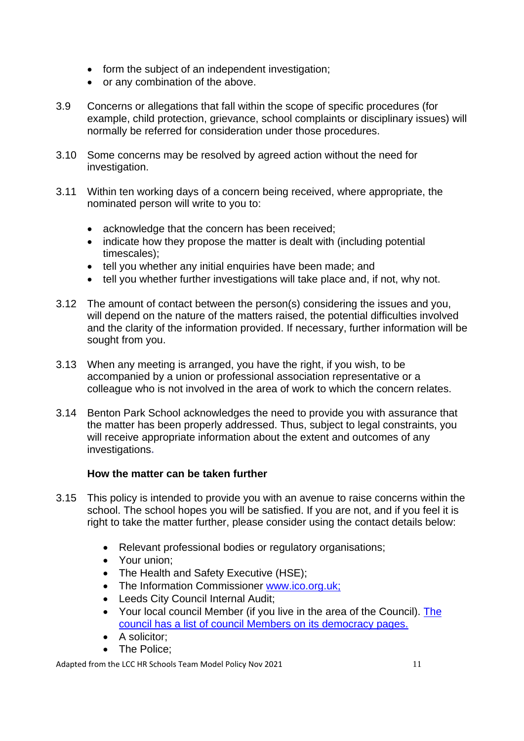- form the subject of an independent investigation;
- or any combination of the above.

3.9 Concerns or allegations that fall within the scope of specific procedures (for example, child protection, grievance, school complaints or disciplinary issues) will normally be referred for consideration under those procedures.

3.10 Some concerns may be resolved by agreed action without the need for investigation.

3.11 Within ten working days of a concern being received, where appropriate, the nominated person will write to you to:

- acknowledge that the concern has been received;
- indicate how they propose the matter is dealt with (including potential timescales);
- tell you whether any initial enquiries have been made; and
- tell you whether further investigations will take place and, if not, why not.

3.12 The amount of contact between the person(s) considering the issues and you, will depend on the nature of the matters raised, the potential difficulties involved and the clarity of the information provided. If necessary, further information will be sought from you.

3.13 When any meeting is arranged, you have the right, if you wish, to be accompanied by a union or professional association representative or a colleague who is not involved in the area of work to which the concern relates.

3.14 Benton Park School acknowledges the need to provide you with assurance that the matter has been properly addressed. Thus, subject to legal constraints, you will receive appropriate information about the extent and outcomes of any investigations.

**How the matter can be taken further**

3.15 This policy is intended to provide you with an avenue to raise concerns within the school. The school hopes you will be satisfied. If you are not, and if you feel it is right to take the matter further, please consider using the contact details below:

- Relevant professional bodies or regulatory organisations;
- Your union;
- The Health and Safety Executive (HSE);
- The Information Commissioner [www.ico.org.uk;](www.ico.org.uk)
- Leeds City Council Internal Audit;
- Your local council Member (if you live in the area of the Council). The council has a list of council Members on its democracy pages.
- A solicitor;
- The Police;

Adapted from the LCC HR Schools Team Model Policy Nov 2021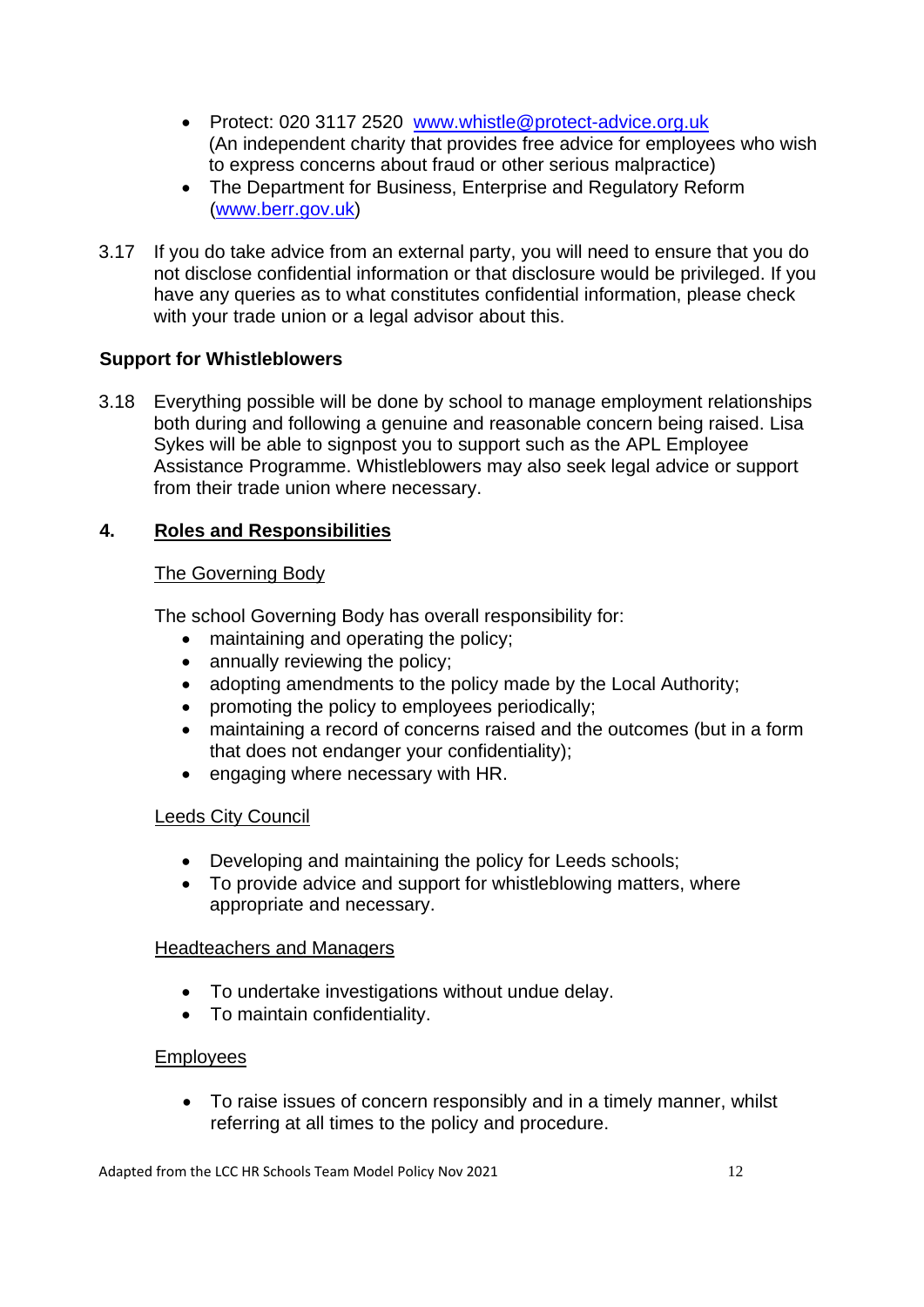- Protect: 020 3117 2520 www.whistle@protect-advice.org.uk
  (An independent charity that provides free advice for employees who wish to express concerns about fraud or other serious malpractice)
- The Department for Business, Enterprise and Regulatory Reform (www.berr.gov.uk)

3.17 If you do take advice from an external party, you will need to ensure that you do not disclose confidential information or that disclosure would be privileged. If you have any queries as to what constitutes confidential information, please check with your trade union or a legal advisor about this.

**Support for Whistleblowers**

3.18 Everything possible will be done by school to manage employment relationships both during and following a genuine and reasonable concern being raised. Lisa Sykes will be able to signpost you to support such as the APL Employee Assistance Programme. Whistleblowers may also seek legal advice or support from their trade union where necessary.

## 4. Roles and Responsibilities

The Governing Body

The school Governing Body has overall responsibility for:

- maintaining and operating the policy;
- annually reviewing the policy;
- adopting amendments to the policy made by the Local Authority;
- promoting the policy to employees periodically;
- maintaining a record of concerns raised and the outcomes (but in a form that does not endanger your confidentiality);
- engaging where necessary with HR.

Leeds City Council

- Developing and maintaining the policy for Leeds schools;
- To provide advice and support for whistleblowing matters, where appropriate and necessary.

Headteachers and Managers

- To undertake investigations without undue delay.
- To maintain confidentiality.

Employees

- To raise issues of concern responsibly and in a timely manner, whilst referring at all times to the policy and procedure.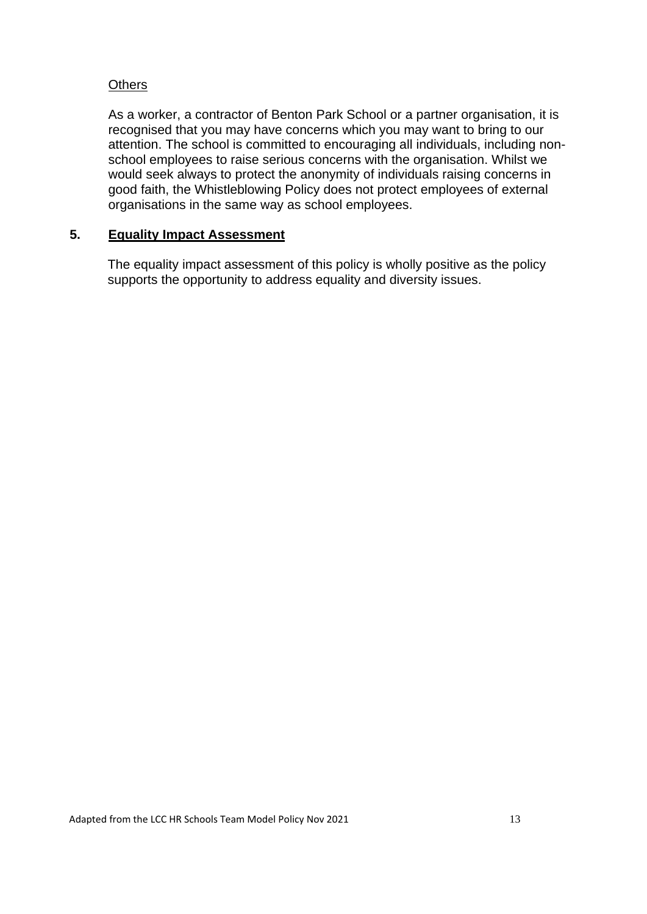Others

As a worker, a contractor of Benton Park School or a partner organisation, it is recognised that you may have concerns which you may want to bring to our attention. The school is committed to encouraging all individuals, including non-school employees to raise serious concerns with the organisation. Whilst we would seek always to protect the anonymity of individuals raising concerns in good faith, the Whistleblowing Policy does not protect employees of external organisations in the same way as school employees.

## 5. Equality Impact Assessment

The equality impact assessment of this policy is wholly positive as the policy supports the opportunity to address equality and diversity issues.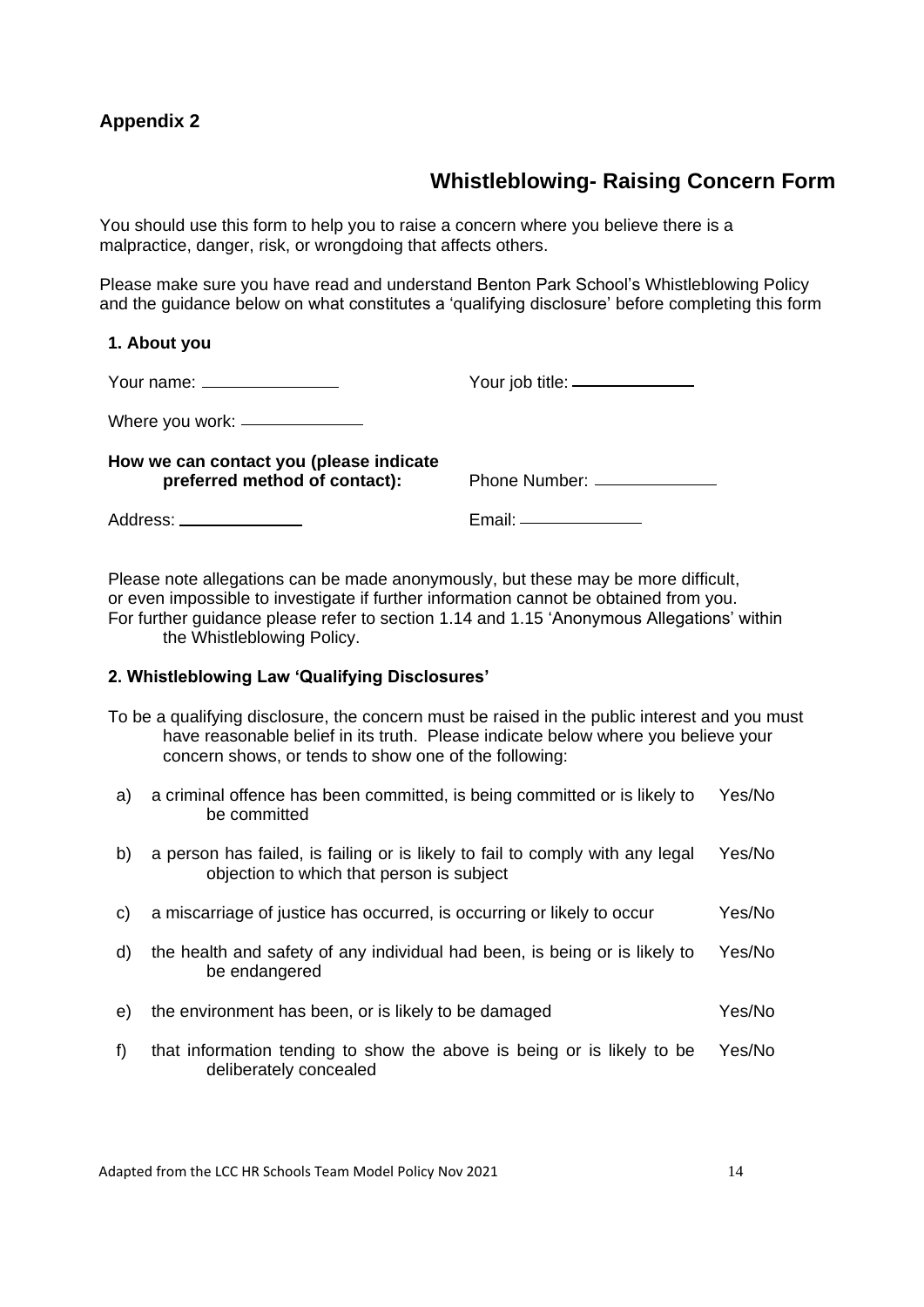**Appendix 2**

# Whistleblowing- Raising Concern Form

You should use this form to help you to raise a concern where you believe there is a malpractice, danger, risk, or wrongdoing that affects others.

Please make sure you have read and understand Benton Park School's Whistleblowing Policy and the guidance below on what constitutes a 'qualifying disclosure' before completing this form

**1. About you**

Your name: ______________ Your job title: ______________

Where you work: ______________

**How we can contact you (please indicate preferred method of contact):** Phone Number: ______________

Address: ______________ Email: ______________

Please note allegations can be made anonymously, but these may be more difficult, or even impossible to investigate if further information cannot be obtained from you. For further guidance please refer to section 1.14 and 1.15 'Anonymous Allegations' within the Whistleblowing Policy.

**2. Whistleblowing Law 'Qualifying Disclosures'**

To be a qualifying disclosure, the concern must be raised in the public interest and you must have reasonable belief in its truth. Please indicate below where you believe your concern shows, or tends to show one of the following:

| | | |
|---|---|---|
| a) | a criminal offence has been committed, is being committed or is likely to be committed | Yes/No |
| b) | a person has failed, is failing or is likely to fail to comply with any legal objection to which that person is subject | Yes/No |
| c) | a miscarriage of justice has occurred, is occurring or likely to occur | Yes/No |
| d) | the health and safety of any individual had been, is being or is likely to be endangered | Yes/No |
| e) | the environment has been, or is likely to be damaged | Yes/No |
| f) | that information tending to show the above is being or is likely to be deliberately concealed | Yes/No |

Adapted from the LCC HR Schools Team Model Policy Nov 2021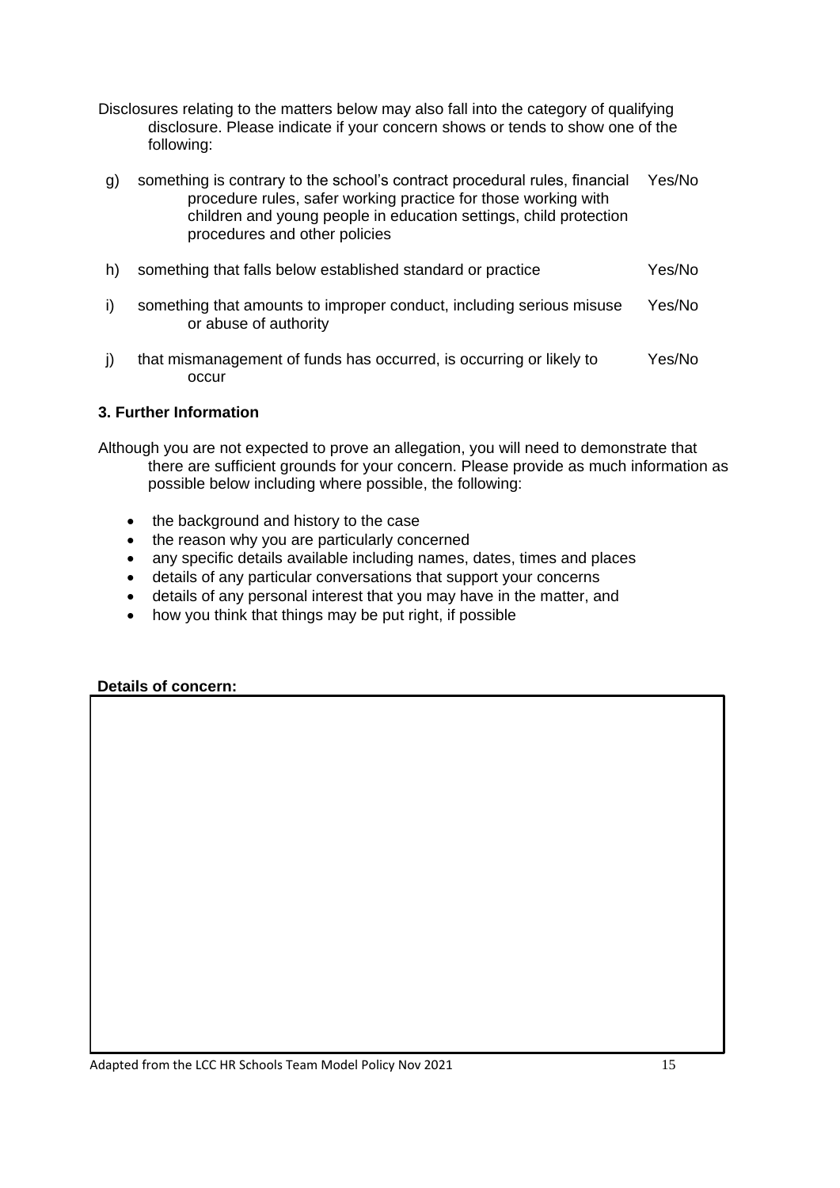Disclosures relating to the matters below may also fall into the category of qualifying disclosure. Please indicate if your concern shows or tends to show one of the following:

| | | |
|---|---|---|
| g) | something is contrary to the school's contract procedural rules, financial procedure rules, safer working practice for those working with children and young people in education settings, child protection procedures and other policies | Yes/No |
| h) | something that falls below established standard or practice | Yes/No |
| i) | something that amounts to improper conduct, including serious misuse or abuse of authority | Yes/No |
| j) | that mismanagement of funds has occurred, is occurring or likely to occur | Yes/No |

**3. Further Information**

Although you are not expected to prove an allegation, you will need to demonstrate that there are sufficient grounds for your concern. Please provide as much information as possible below including where possible, the following:

- the background and history to the case
- the reason why you are particularly concerned
- any specific details available including names, dates, times and places
- details of any particular conversations that support your concerns
- details of any personal interest that you may have in the matter, and
- how you think that things may be put right, if possible

**Details of concern:**

| |
|---|
| |

Adapted from the LCC HR Schools Team Model Policy Nov 2021